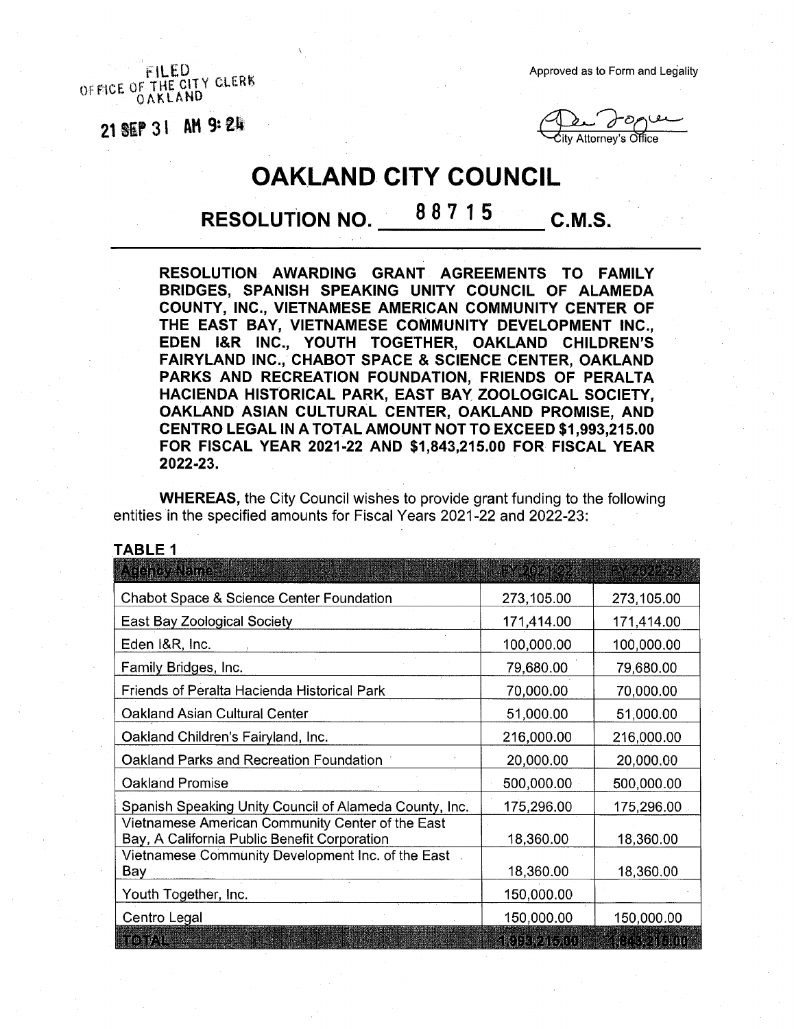FILED
OFFICE OF THE CITY CLERK
OAKLAND

21 SEP 31 AM 9:24

Approved as to Form and Legality

City Attorney's Office

# OAKLAND CITY COUNCIL

## RESOLUTION NO. 88715 C.M.S.

**RESOLUTION AWARDING GRANT AGREEMENTS TO FAMILY BRIDGES, SPANISH SPEAKING UNITY COUNCIL OF ALAMEDA COUNTY, INC., VIETNAMESE AMERICAN COMMUNITY CENTER OF THE EAST BAY, VIETNAMESE COMMUNITY DEVELOPMENT INC., EDEN I&R INC., YOUTH TOGETHER, OAKLAND CHILDREN'S FAIRYLAND INC., CHABOT SPACE & SCIENCE CENTER, OAKLAND PARKS AND RECREATION FOUNDATION, FRIENDS OF PERALTA HACIENDA HISTORICAL PARK, EAST BAY ZOOLOGICAL SOCIETY, OAKLAND ASIAN CULTURAL CENTER, OAKLAND PROMISE, AND CENTRO LEGAL IN A TOTAL AMOUNT NOT TO EXCEED $1,993,215.00 FOR FISCAL YEAR 2021-22 AND $1,843,215.00 FOR FISCAL YEAR 2022-23.**

**WHEREAS,** the City Council wishes to provide grant funding to the following entities in the specified amounts for Fiscal Years 2021-22 and 2022-23:

**TABLE 1**

| Agency Name | FY 2021-22 | FY 2022-23 |
|---|---|---|
| Chabot Space & Science Center Foundation | 273,105.00 | 273,105.00 |
| East Bay Zoological Society | 171,414.00 | 171,414.00 |
| Eden I&R, Inc. | 100,000.00 | 100,000.00 |
| Family Bridges, Inc. | 79,680.00 | 79,680.00 |
| Friends of Peralta Hacienda Historical Park | 70,000.00 | 70,000.00 |
| Oakland Asian Cultural Center | 51,000.00 | 51,000.00 |
| Oakland Children's Fairyland, Inc. | 216,000.00 | 216,000.00 |
| Oakland Parks and Recreation Foundation | 20,000.00 | 20,000.00 |
| Oakland Promise | 500,000.00 | 500,000.00 |
| Spanish Speaking Unity Council of Alameda County, Inc. | 175,296.00 | 175,296.00 |
| Vietnamese American Community Center of the East Bay, A California Public Benefit Corporation | 18,360.00 | 18,360.00 |
| Vietnamese Community Development Inc. of the East Bay | 18,360.00 | 18,360.00 |
| Youth Together, Inc. | 150,000.00 | |
| Centro Legal | 150,000.00 | 150,000.00 |
| TOTAL | 1,993,215.00 | 1,843,215.00 |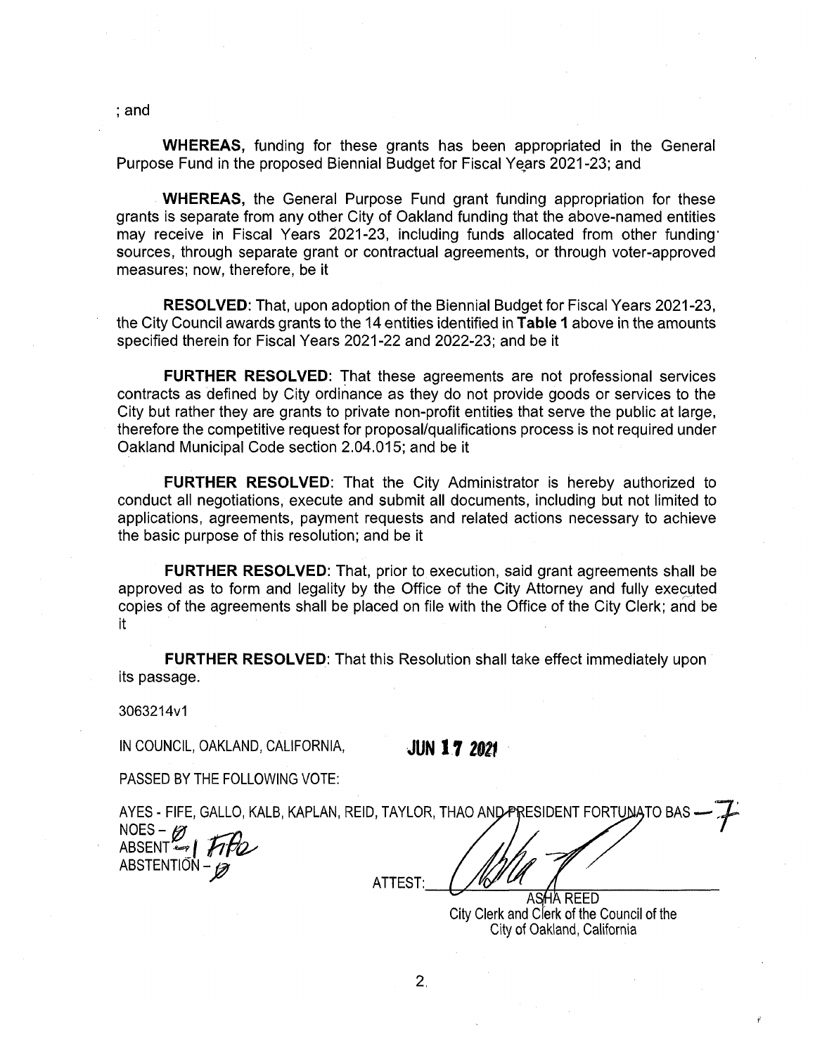; and

**WHEREAS,** funding for these grants has been appropriated in the General Purpose Fund in the proposed Biennial Budget for Fiscal Years 2021-23; and

**WHEREAS,** the General Purpose Fund grant funding appropriation for these grants is separate from any other City of Oakland funding that the above-named entities may receive in Fiscal Years 2021-23, including funds allocated from other funding sources, through separate grant or contractual agreements, or through voter-approved measures; now, therefore, be it

**RESOLVED**: That, upon adoption of the Biennial Budget for Fiscal Years 2021-23, the City Council awards grants to the 14 entities identified in **Table 1** above in the amounts specified therein for Fiscal Years 2021-22 and 2022-23; and be it

**FURTHER RESOLVED**: That these agreements are not professional services contracts as defined by City ordinance as they do not provide goods or services to the City but rather they are grants to private non-profit entities that serve the public at large, therefore the competitive request for proposal/qualifications process is not required under Oakland Municipal Code section 2.04.015; and be it

**FURTHER RESOLVED**: That the City Administrator is hereby authorized to conduct all negotiations, execute and submit all documents, including but not limited to applications, agreements, payment requests and related actions necessary to achieve the basic purpose of this resolution; and be it

**FURTHER RESOLVED**: That, prior to execution, said grant agreements shall be approved as to form and legality by the Office of the City Attorney and fully executed copies of the agreements shall be placed on file with the Office of the City Clerk; and be it

**FURTHER RESOLVED**: That this Resolution shall take effect immediately upon its passage.

3063214v1

IN COUNCIL, OAKLAND, CALIFORNIA, **JUN 17 2021**

PASSED BY THE FOLLOWING VOTE:

AYES - FIFE, GALLO, KALB, KAPLAN, REID, TAYLOR, THAO AND PRESIDENT FORTUNATO BAS — 7

NOES – Ø

ABSENT – 1 Fife

ABSTENTION – Ø

ATTEST: ______________________

ASHA REED
City Clerk and Clerk of the Council of the City of Oakland, California